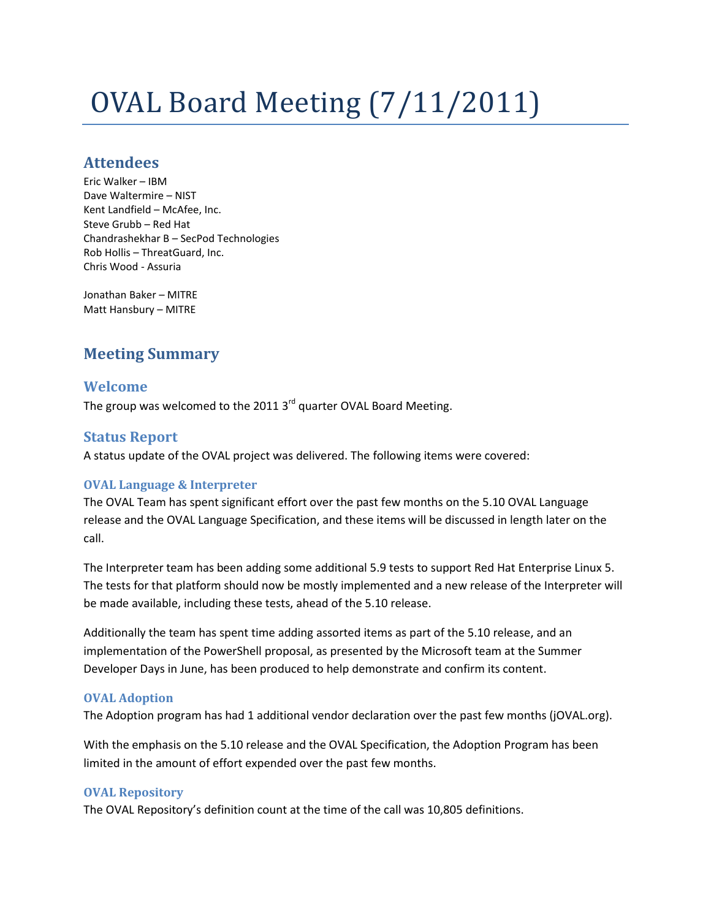# OVAL Board Meeting (7/11/2011)

## Attendees

Eric Walker – IBM
Dave Waltermire – NIST
Kent Landfield – McAfee, Inc.
Steve Grubb – Red Hat
Chandrashekhar B – SecPod Technologies
Rob Hollis – ThreatGuard, Inc.
Chris Wood - Assuria

Jonathan Baker – MITRE
Matt Hansbury – MITRE

## Meeting Summary

### Welcome

The group was welcomed to the 2011 3rd quarter OVAL Board Meeting.

### Status Report

A status update of the OVAL project was delivered. The following items were covered:

#### OVAL Language & Interpreter

The OVAL Team has spent significant effort over the past few months on the 5.10 OVAL Language release and the OVAL Language Specification, and these items will be discussed in length later on the call.

The Interpreter team has been adding some additional 5.9 tests to support Red Hat Enterprise Linux 5. The tests for that platform should now be mostly implemented and a new release of the Interpreter will be made available, including these tests, ahead of the 5.10 release.

Additionally the team has spent time adding assorted items as part of the 5.10 release, and an implementation of the PowerShell proposal, as presented by the Microsoft team at the Summer Developer Days in June, has been produced to help demonstrate and confirm its content.

#### OVAL Adoption

The Adoption program has had 1 additional vendor declaration over the past few months (jOVAL.org).

With the emphasis on the 5.10 release and the OVAL Specification, the Adoption Program has been limited in the amount of effort expended over the past few months.

#### OVAL Repository

The OVAL Repository's definition count at the time of the call was 10,805 definitions.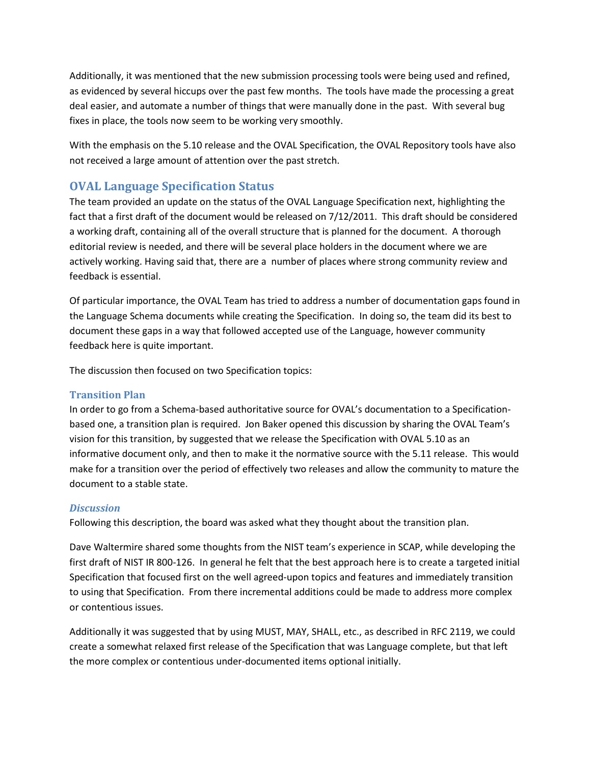Additionally, it was mentioned that the new submission processing tools were being used and refined, as evidenced by several hiccups over the past few months. The tools have made the processing a great deal easier, and automate a number of things that were manually done in the past. With several bug fixes in place, the tools now seem to be working very smoothly.

With the emphasis on the 5.10 release and the OVAL Specification, the OVAL Repository tools have also not received a large amount of attention over the past stretch.

## OVAL Language Specification Status

The team provided an update on the status of the OVAL Language Specification next, highlighting the fact that a first draft of the document would be released on 7/12/2011. This draft should be considered a working draft, containing all of the overall structure that is planned for the document. A thorough editorial review is needed, and there will be several place holders in the document where we are actively working. Having said that, there are a number of places where strong community review and feedback is essential.

Of particular importance, the OVAL Team has tried to address a number of documentation gaps found in the Language Schema documents while creating the Specification. In doing so, the team did its best to document these gaps in a way that followed accepted use of the Language, however community feedback here is quite important.

The discussion then focused on two Specification topics:

### Transition Plan

In order to go from a Schema-based authoritative source for OVAL's documentation to a Specification-based one, a transition plan is required. Jon Baker opened this discussion by sharing the OVAL Team's vision for this transition, by suggested that we release the Specification with OVAL 5.10 as an informative document only, and then to make it the normative source with the 5.11 release. This would make for a transition over the period of effectively two releases and allow the community to mature the document to a stable state.

#### *Discussion*

Following this description, the board was asked what they thought about the transition plan.

Dave Waltermire shared some thoughts from the NIST team's experience in SCAP, while developing the first draft of NIST IR 800-126. In general he felt that the best approach here is to create a targeted initial Specification that focused first on the well agreed-upon topics and features and immediately transition to using that Specification. From there incremental additions could be made to address more complex or contentious issues.

Additionally it was suggested that by using MUST, MAY, SHALL, etc., as described in RFC 2119, we could create a somewhat relaxed first release of the Specification that was Language complete, but that left the more complex or contentious under-documented items optional initially.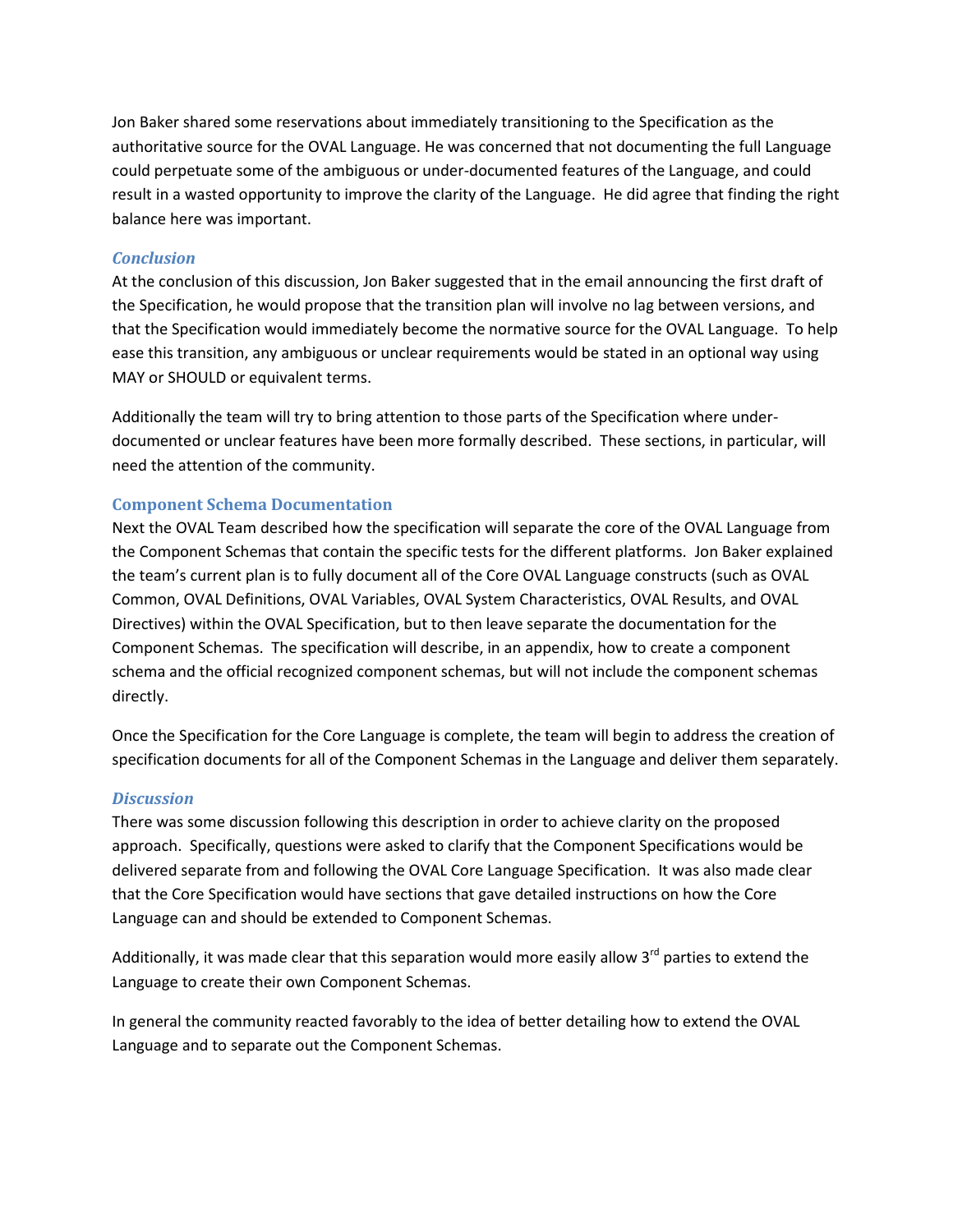Jon Baker shared some reservations about immediately transitioning to the Specification as the authoritative source for the OVAL Language. He was concerned that not documenting the full Language could perpetuate some of the ambiguous or under-documented features of the Language, and could result in a wasted opportunity to improve the clarity of the Language. He did agree that finding the right balance here was important.

### *Conclusion*

At the conclusion of this discussion, Jon Baker suggested that in the email announcing the first draft of the Specification, he would propose that the transition plan will involve no lag between versions, and that the Specification would immediately become the normative source for the OVAL Language. To help ease this transition, any ambiguous or unclear requirements would be stated in an optional way using MAY or SHOULD or equivalent terms.

Additionally the team will try to bring attention to those parts of the Specification where under-documented or unclear features have been more formally described. These sections, in particular, will need the attention of the community.

## Component Schema Documentation

Next the OVAL Team described how the specification will separate the core of the OVAL Language from the Component Schemas that contain the specific tests for the different platforms. Jon Baker explained the team's current plan is to fully document all of the Core OVAL Language constructs (such as OVAL Common, OVAL Definitions, OVAL Variables, OVAL System Characteristics, OVAL Results, and OVAL Directives) within the OVAL Specification, but to then leave separate the documentation for the Component Schemas. The specification will describe, in an appendix, how to create a component schema and the official recognized component schemas, but will not include the component schemas directly.

Once the Specification for the Core Language is complete, the team will begin to address the creation of specification documents for all of the Component Schemas in the Language and deliver them separately.

### *Discussion*

There was some discussion following this description in order to achieve clarity on the proposed approach. Specifically, questions were asked to clarify that the Component Specifications would be delivered separate from and following the OVAL Core Language Specification. It was also made clear that the Core Specification would have sections that gave detailed instructions on how the Core Language can and should be extended to Component Schemas.

Additionally, it was made clear that this separation would more easily allow 3rd parties to extend the Language to create their own Component Schemas.

In general the community reacted favorably to the idea of better detailing how to extend the OVAL Language and to separate out the Component Schemas.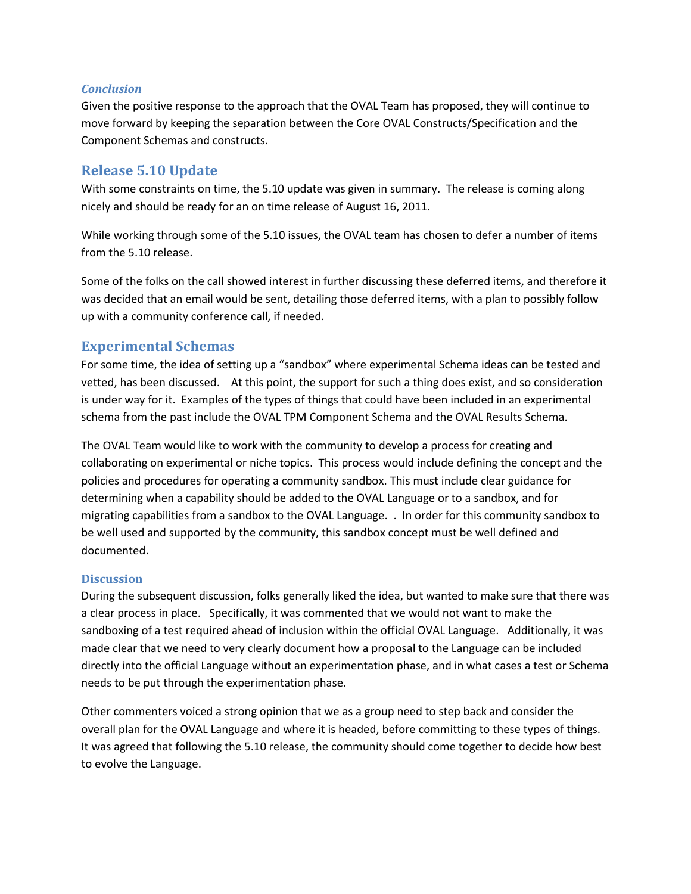### *Conclusion*

Given the positive response to the approach that the OVAL Team has proposed, they will continue to move forward by keeping the separation between the Core OVAL Constructs/Specification and the Component Schemas and constructs.

## Release 5.10 Update

With some constraints on time, the 5.10 update was given in summary. The release is coming along nicely and should be ready for an on time release of August 16, 2011.

While working through some of the 5.10 issues, the OVAL team has chosen to defer a number of items from the 5.10 release.

Some of the folks on the call showed interest in further discussing these deferred items, and therefore it was decided that an email would be sent, detailing those deferred items, with a plan to possibly follow up with a community conference call, if needed.

## Experimental Schemas

For some time, the idea of setting up a "sandbox" where experimental Schema ideas can be tested and vetted, has been discussed. At this point, the support for such a thing does exist, and so consideration is under way for it. Examples of the types of things that could have been included in an experimental schema from the past include the OVAL TPM Component Schema and the OVAL Results Schema.

The OVAL Team would like to work with the community to develop a process for creating and collaborating on experimental or niche topics. This process would include defining the concept and the policies and procedures for operating a community sandbox. This must include clear guidance for determining when a capability should be added to the OVAL Language or to a sandbox, and for migrating capabilities from a sandbox to the OVAL Language. . In order for this community sandbox to be well used and supported by the community, this sandbox concept must be well defined and documented.

### Discussion

During the subsequent discussion, folks generally liked the idea, but wanted to make sure that there was a clear process in place. Specifically, it was commented that we would not want to make the sandboxing of a test required ahead of inclusion within the official OVAL Language. Additionally, it was made clear that we need to very clearly document how a proposal to the Language can be included directly into the official Language without an experimentation phase, and in what cases a test or Schema needs to be put through the experimentation phase.

Other commenters voiced a strong opinion that we as a group need to step back and consider the overall plan for the OVAL Language and where it is headed, before committing to these types of things. It was agreed that following the 5.10 release, the community should come together to decide how best to evolve the Language.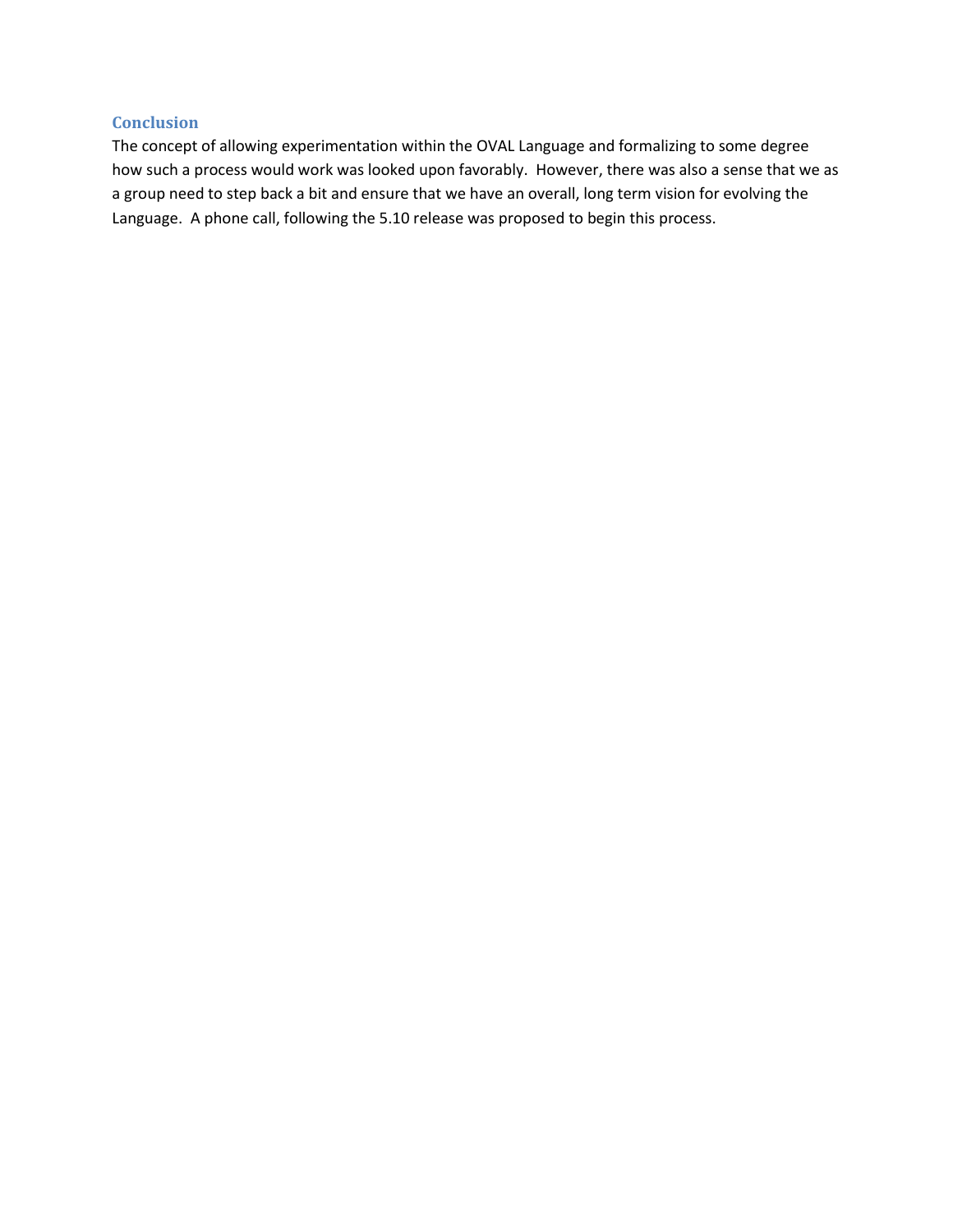## Conclusion

The concept of allowing experimentation within the OVAL Language and formalizing to some degree how such a process would work was looked upon favorably. However, there was also a sense that we as a group need to step back a bit and ensure that we have an overall, long term vision for evolving the Language. A phone call, following the 5.10 release was proposed to begin this process.